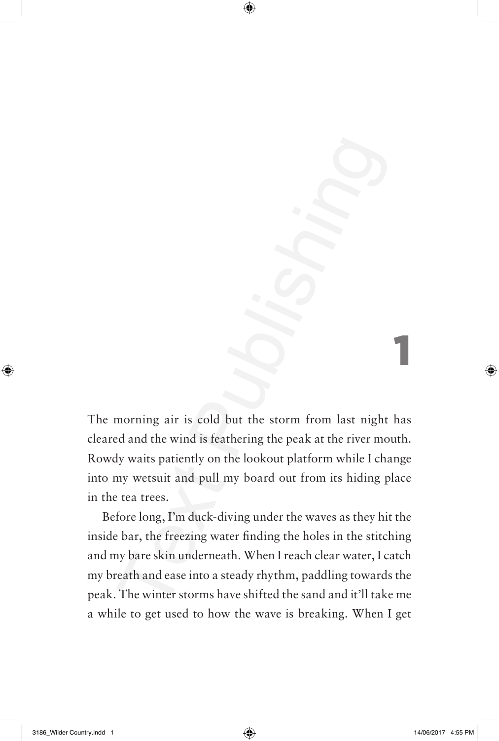# 1

The morning air is cold but the storm from last night has cleared and the wind is feathering the peak at the river mouth. Rowdy waits patiently on the lookout platform while I change into my wetsuit and pull my board out from its hiding place in the tea trees.

Before long, I'm duck-diving under the waves as they hit the inside bar, the freezing water finding the holes in the stitching and my bare skin underneath. When I reach clear water, I catch my breath and ease into a steady rhythm, paddling towards the peak. The winter storms have shifted the sand and it'll take me a while to get used to how the wave is breaking. When I get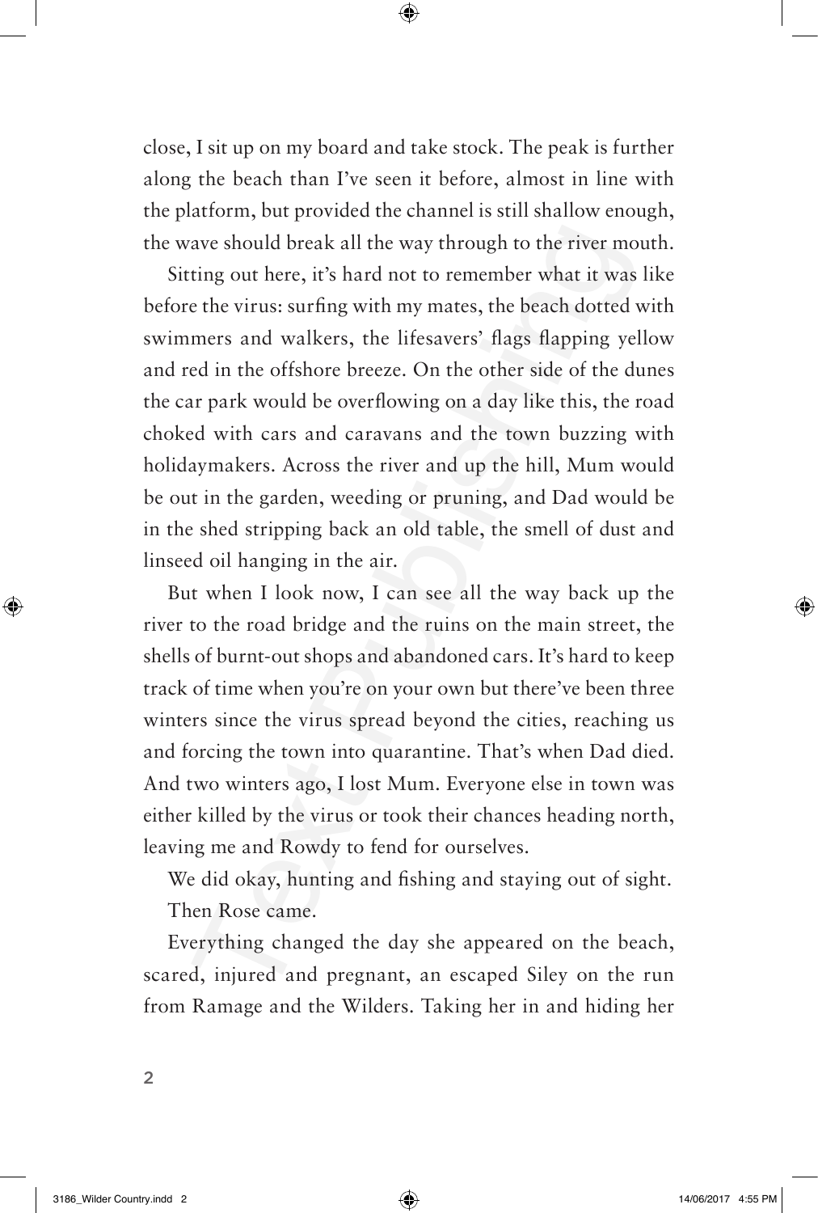close, I sit up on my board and take stock. The peak is further along the beach than I've seen it before, almost in line with the platform, but provided the channel is still shallow enough, the wave should break all the way through to the river mouth.

Sitting out here, it's hard not to remember what it was like before the virus: surfing with my mates, the beach dotted with swimmers and walkers, the lifesavers' flags flapping yellow and red in the offshore breeze. On the other side of the dunes the car park would be overflowing on a day like this, the road choked with cars and caravans and the town buzzing with holidaymakers. Across the river and up the hill, Mum would be out in the garden, weeding or pruning, and Dad would be in the shed stripping back an old table, the smell of dust and linseed oil hanging in the air.

But when I look now, I can see all the way back up the river to the road bridge and the ruins on the main street, the shells of burnt-out shops and abandoned cars. It's hard to keep track of time when you're on your own but there've been three winters since the virus spread beyond the cities, reaching us and forcing the town into quarantine. That's when Dad died. And two winters ago, I lost Mum. Everyone else in town was either killed by the virus or took their chances heading north, leaving me and Rowdy to fend for ourselves.

We did okay, hunting and fishing and staying out of sight.

Then Rose came.

Everything changed the day she appeared on the beach, scared, injured and pregnant, an escaped Siley on the run from Ramage and the Wilders. Taking her in and hiding her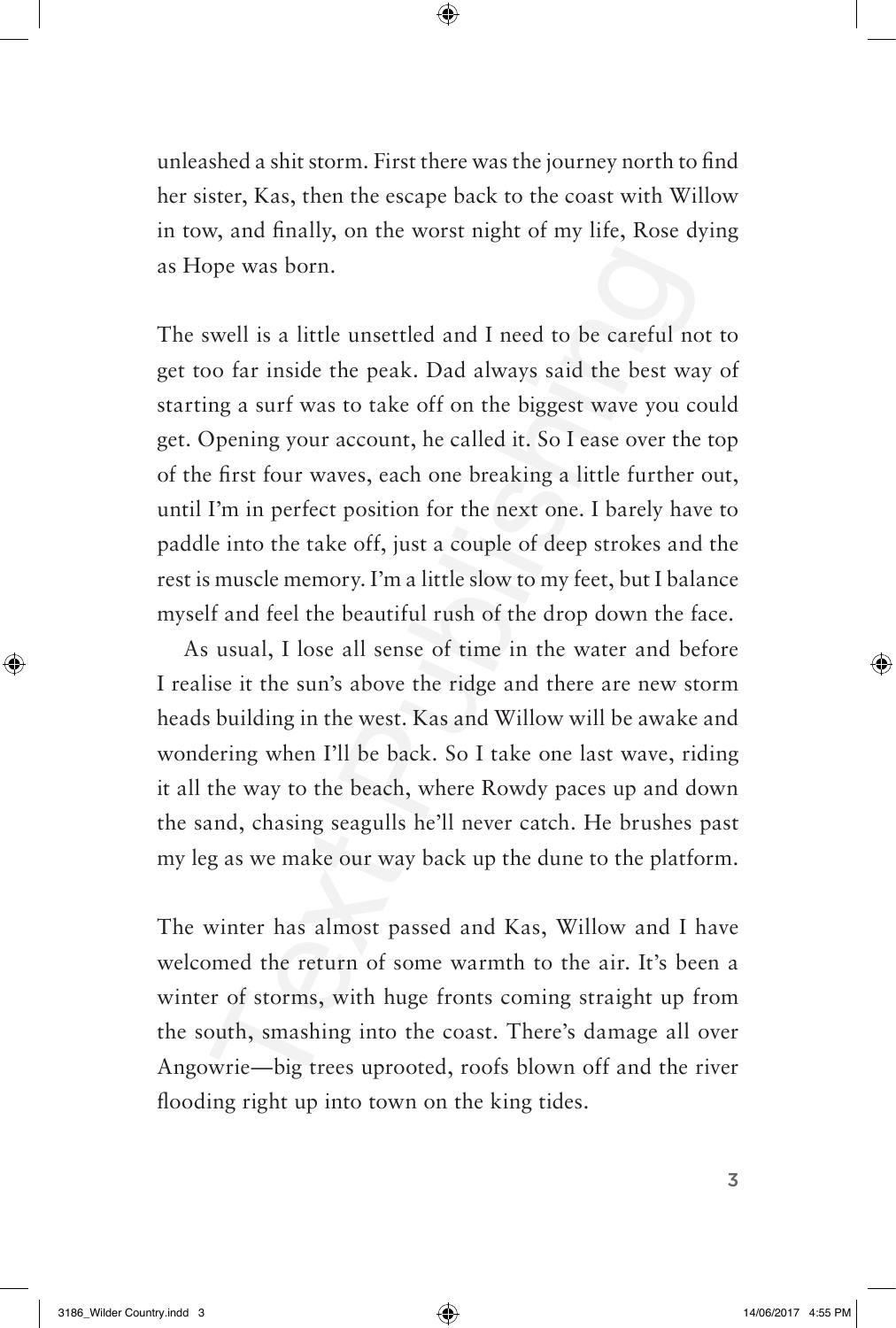unleashed a shit storm. First there was the journey north to find her sister, Kas, then the escape back to the coast with Willow in tow, and finally, on the worst night of my life, Rose dying as Hope was born.

The swell is a little unsettled and I need to be careful not to get too far inside the peak. Dad always said the best way of starting a surf was to take off on the biggest wave you could get. Opening your account, he called it. So I ease over the top of the first four waves, each one breaking a little further out, until I'm in perfect position for the next one. I barely have to paddle into the take off, just a couple of deep strokes and the rest is muscle memory. I'm a little slow to my feet, but I balance myself and feel the beautiful rush of the drop down the face.

As usual, I lose all sense of time in the water and before I realise it the sun's above the ridge and there are new storm heads building in the west. Kas and Willow will be awake and wondering when I'll be back. So I take one last wave, riding it all the way to the beach, where Rowdy paces up and down the sand, chasing seagulls he'll never catch. He brushes past my leg as we make our way back up the dune to the platform.

The winter has almost passed and Kas, Willow and I have welcomed the return of some warmth to the air. It's been a winter of storms, with huge fronts coming straight up from the south, smashing into the coast. There's damage all over Angowrie—big trees uprooted, roofs blown off and the river flooding right up into town on the king tides.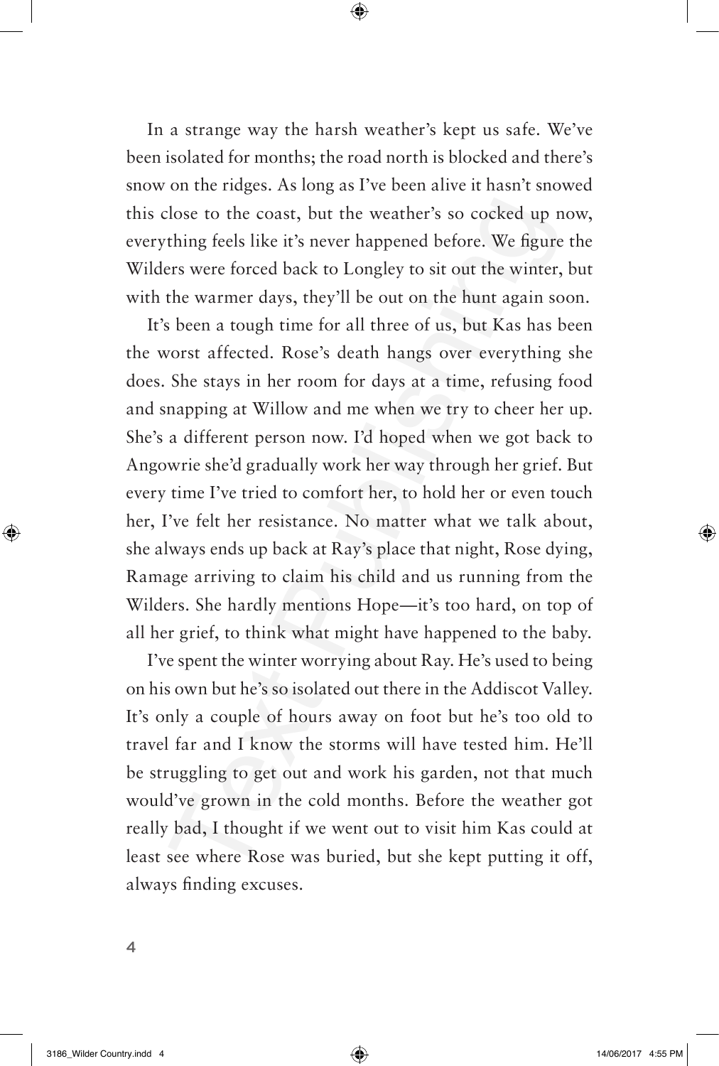In a strange way the harsh weather's kept us safe. We've been isolated for months; the road north is blocked and there's snow on the ridges. As long as I've been alive it hasn't snowed this close to the coast, but the weather's so cocked up now, everything feels like it's never happened before. We figure the Wilders were forced back to Longley to sit out the winter, but with the warmer days, they'll be out on the hunt again soon.

It's been a tough time for all three of us, but Kas has been the worst affected. Rose's death hangs over everything she does. She stays in her room for days at a time, refusing food and snapping at Willow and me when we try to cheer her up. She's a different person now. I'd hoped when we got back to Angowrie she'd gradually work her way through her grief. But every time I've tried to comfort her, to hold her or even touch her, I've felt her resistance. No matter what we talk about, she always ends up back at Ray's place that night, Rose dying, Ramage arriving to claim his child and us running from the Wilders. She hardly mentions Hope—it's too hard, on top of all her grief, to think what might have happened to the baby.

I've spent the winter worrying about Ray. He's used to being on his own but he's so isolated out there in the Addiscot Valley. It's only a couple of hours away on foot but he's too old to travel far and I know the storms will have tested him. He'll be struggling to get out and work his garden, not that much would've grown in the cold months. Before the weather got really bad, I thought if we went out to visit him Kas could at least see where Rose was buried, but she kept putting it off, always finding excuses.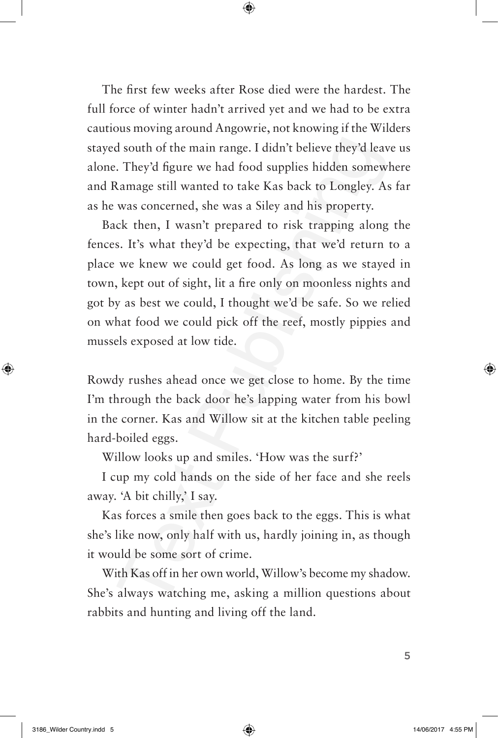The first few weeks after Rose died were the hardest. The full force of winter hadn't arrived yet and we had to be extra cautious moving around Angowrie, not knowing if the Wilders stayed south of the main range. I didn't believe they'd leave us alone. They'd figure we had food supplies hidden somewhere and Ramage still wanted to take Kas back to Longley. As far as he was concerned, she was a Siley and his property.

Back then, I wasn't prepared to risk trapping along the fences. It's what they'd be expecting, that we'd return to a place we knew we could get food. As long as we stayed in town, kept out of sight, lit a fire only on moonless nights and got by as best we could, I thought we'd be safe. So we relied on what food we could pick off the reef, mostly pippies and mussels exposed at low tide.

Rowdy rushes ahead once we get close to home. By the time I'm through the back door he's lapping water from his bowl in the corner. Kas and Willow sit at the kitchen table peeling hard-boiled eggs.

Willow looks up and smiles. 'How was the surf?'

I cup my cold hands on the side of her face and she reels away. 'A bit chilly,' I say.

Kas forces a smile then goes back to the eggs. This is what she's like now, only half with us, hardly joining in, as though it would be some sort of crime.

With Kas off in her own world, Willow's become my shadow. She's always watching me, asking a million questions about rabbits and hunting and living off the land.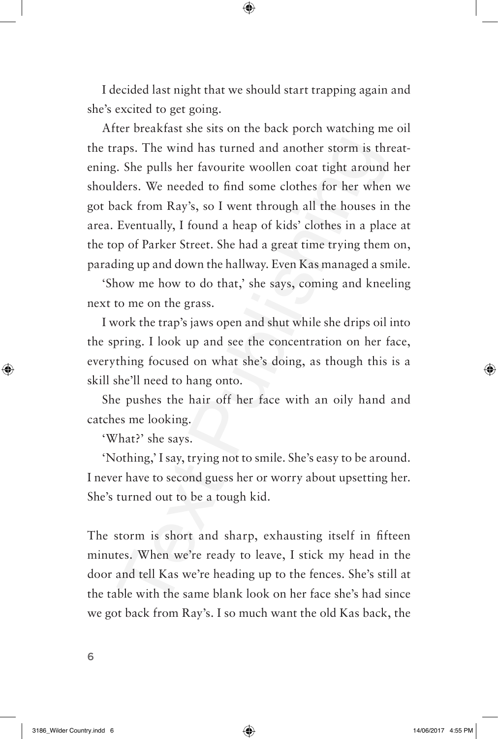I decided last night that we should start trapping again and she's excited to get going.

After breakfast she sits on the back porch watching me oil the traps. The wind has turned and another storm is threatening. She pulls her favourite woollen coat tight around her shoulders. We needed to find some clothes for her when we got back from Ray's, so I went through all the houses in the area. Eventually, I found a heap of kids' clothes in a place at the top of Parker Street. She had a great time trying them on, parading up and down the hallway. Even Kas managed a smile.

'Show me how to do that,' she says, coming and kneeling next to me on the grass.

I work the trap's jaws open and shut while she drips oil into the spring. I look up and see the concentration on her face, everything focused on what she's doing, as though this is a skill she'll need to hang onto.

She pushes the hair off her face with an oily hand and catches me looking.

'What?' she says.

'Nothing,' I say, trying not to smile. She's easy to be around. I never have to second guess her or worry about upsetting her. She's turned out to be a tough kid.

The storm is short and sharp, exhausting itself in fifteen minutes. When we're ready to leave, I stick my head in the door and tell Kas we're heading up to the fences. She's still at the table with the same blank look on her face she's had since we got back from Ray's. I so much want the old Kas back, the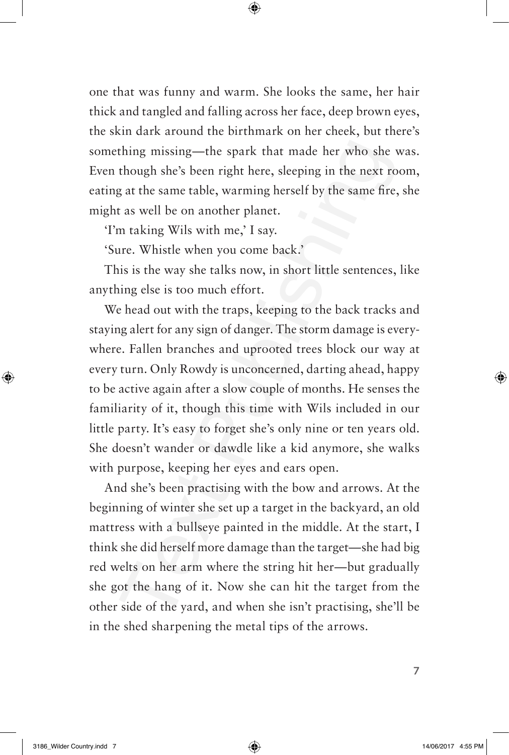one that was funny and warm. She looks the same, her hair thick and tangled and falling across her face, deep brown eyes, the skin dark around the birthmark on her cheek, but there's something missing—the spark that made her who she was. Even though she's been right here, sleeping in the next room, eating at the same table, warming herself by the same fire, she might as well be on another planet.

'I'm taking Wils with me,' I say.

'Sure. Whistle when you come back.'

This is the way she talks now, in short little sentences, like anything else is too much effort.

We head out with the traps, keeping to the back tracks and staying alert for any sign of danger. The storm damage is everywhere. Fallen branches and uprooted trees block our way at every turn. Only Rowdy is unconcerned, darting ahead, happy to be active again after a slow couple of months. He senses the familiarity of it, though this time with Wils included in our little party. It's easy to forget she's only nine or ten years old. She doesn't wander or dawdle like a kid anymore, she walks with purpose, keeping her eyes and ears open.

And she's been practising with the bow and arrows. At the beginning of winter she set up a target in the backyard, an old mattress with a bullseye painted in the middle. At the start, I think she did herself more damage than the target—she had big red welts on her arm where the string hit her—but gradually she got the hang of it. Now she can hit the target from the other side of the yard, and when she isn't practising, she'll be in the shed sharpening the metal tips of the arrows.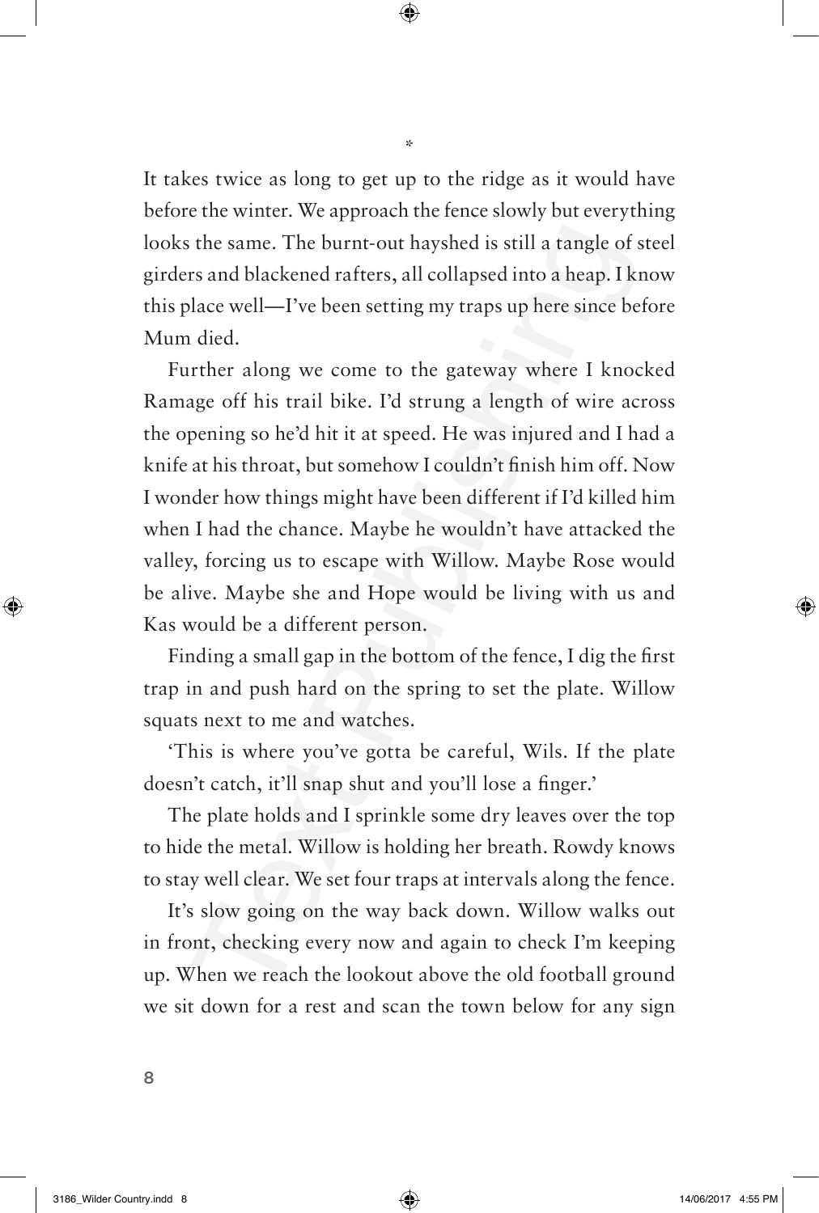*

It takes twice as long to get up to the ridge as it would have before the winter. We approach the fence slowly but everything looks the same. The burnt-out hayshed is still a tangle of steel girders and blackened rafters, all collapsed into a heap. I know this place well—I've been setting my traps up here since before Mum died.

Further along we come to the gateway where I knocked Ramage off his trail bike. I'd strung a length of wire across the opening so he'd hit it at speed. He was injured and I had a knife at his throat, but somehow I couldn't finish him off. Now I wonder how things might have been different if I'd killed him when I had the chance. Maybe he wouldn't have attacked the valley, forcing us to escape with Willow. Maybe Rose would be alive. Maybe she and Hope would be living with us and Kas would be a different person.

Finding a small gap in the bottom of the fence, I dig the first trap in and push hard on the spring to set the plate. Willow squats next to me and watches.

'This is where you've gotta be careful, Wils. If the plate doesn't catch, it'll snap shut and you'll lose a finger.'

The plate holds and I sprinkle some dry leaves over the top to hide the metal. Willow is holding her breath. Rowdy knows to stay well clear. We set four traps at intervals along the fence.

It's slow going on the way back down. Willow walks out in front, checking every now and again to check I'm keeping up. When we reach the lookout above the old football ground we sit down for a rest and scan the town below for any sign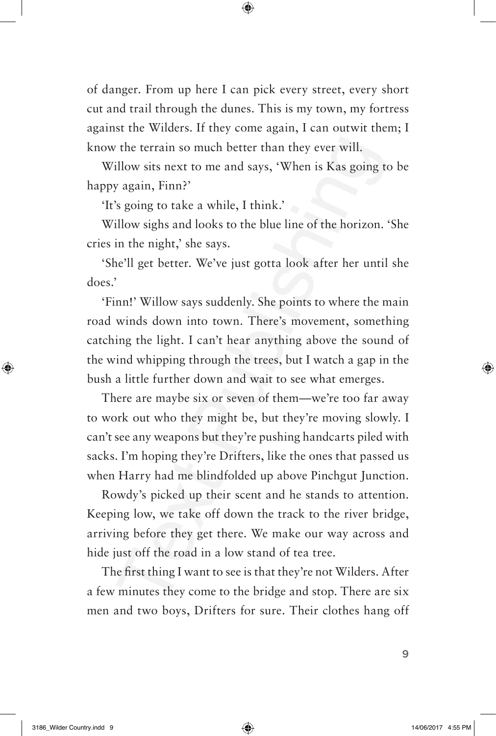of danger. From up here I can pick every street, every short cut and trail through the dunes. This is my town, my fortress against the Wilders. If they come again, I can outwit them; I know the terrain so much better than they ever will.

Willow sits next to me and says, 'When is Kas going to be happy again, Finn?'

'It's going to take a while, I think.'

Willow sighs and looks to the blue line of the horizon. 'She cries in the night,' she says.

'She'll get better. We've just gotta look after her until she does.'

'Finn!' Willow says suddenly. She points to where the main road winds down into town. There's movement, something catching the light. I can't hear anything above the sound of the wind whipping through the trees, but I watch a gap in the bush a little further down and wait to see what emerges.

There are maybe six or seven of them—we're too far away to work out who they might be, but they're moving slowly. I can't see any weapons but they're pushing handcarts piled with sacks. I'm hoping they're Drifters, like the ones that passed us when Harry had me blindfolded up above Pinchgut Junction.

Rowdy's picked up their scent and he stands to attention. Keeping low, we take off down the track to the river bridge, arriving before they get there. We make our way across and hide just off the road in a low stand of tea tree.

The first thing I want to see is that they're not Wilders. After a few minutes they come to the bridge and stop. There are six men and two boys, Drifters for sure. Their clothes hang off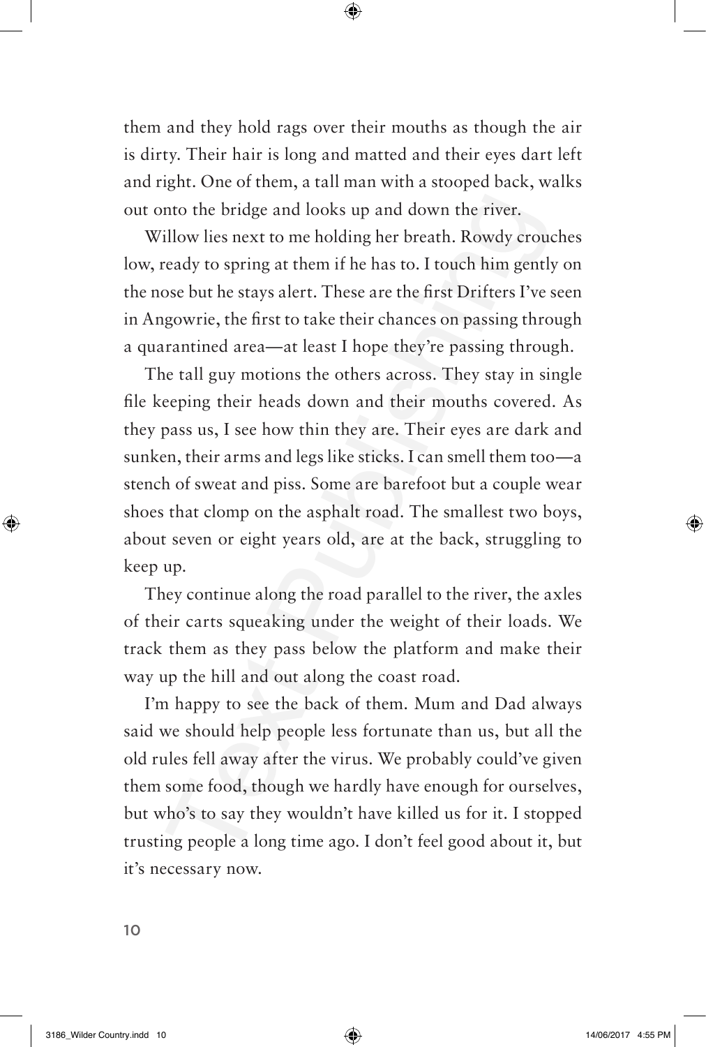them and they hold rags over their mouths as though the air is dirty. Their hair is long and matted and their eyes dart left and right. One of them, a tall man with a stooped back, walks out onto the bridge and looks up and down the river.

Willow lies next to me holding her breath. Rowdy crouches low, ready to spring at them if he has to. I touch him gently on the nose but he stays alert. These are the first Drifters I've seen in Angowrie, the first to take their chances on passing through a quarantined area—at least I hope they're passing through.

The tall guy motions the others across. They stay in single file keeping their heads down and their mouths covered. As they pass us, I see how thin they are. Their eyes are dark and sunken, their arms and legs like sticks. I can smell them too—a stench of sweat and piss. Some are barefoot but a couple wear shoes that clomp on the asphalt road. The smallest two boys, about seven or eight years old, are at the back, struggling to keep up.

They continue along the road parallel to the river, the axles of their carts squeaking under the weight of their loads. We track them as they pass below the platform and make their way up the hill and out along the coast road.

I'm happy to see the back of them. Mum and Dad always said we should help people less fortunate than us, but all the old rules fell away after the virus. We probably could've given them some food, though we hardly have enough for ourselves, but who's to say they wouldn't have killed us for it. I stopped trusting people a long time ago. I don't feel good about it, but it's necessary now.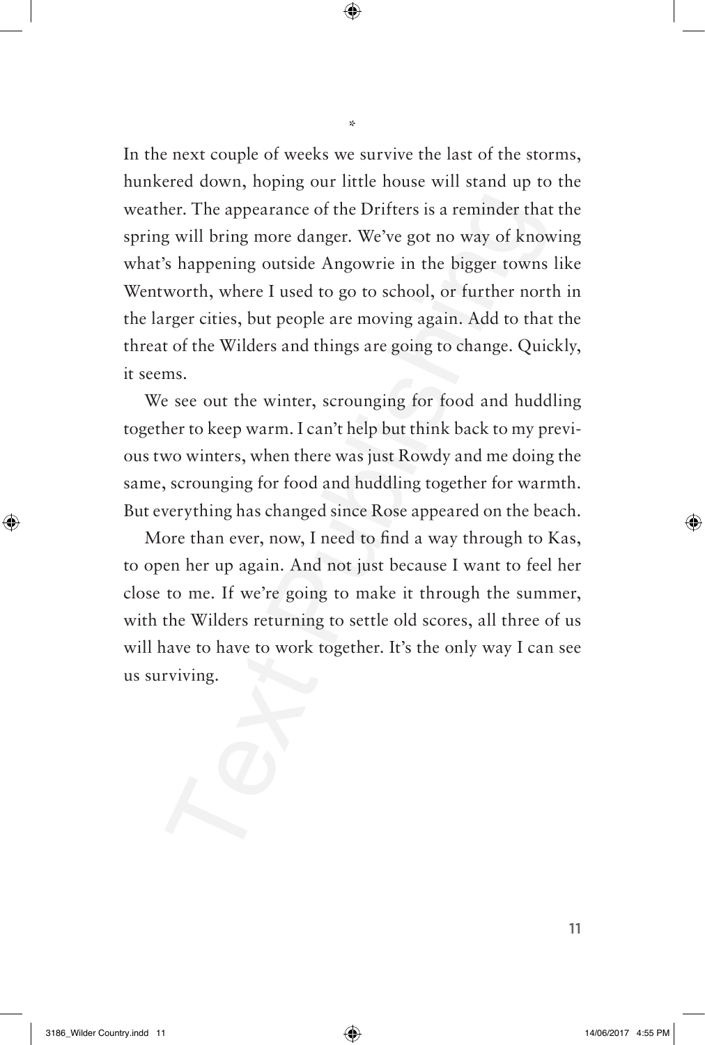*

In the next couple of weeks we survive the last of the storms, hunkered down, hoping our little house will stand up to the weather. The appearance of the Drifters is a reminder that the spring will bring more danger. We've got no way of knowing what's happening outside Angowrie in the bigger towns like Wentworth, where I used to go to school, or further north in the larger cities, but people are moving again. Add to that the threat of the Wilders and things are going to change. Quickly, it seems.

We see out the winter, scrounging for food and huddling together to keep warm. I can't help but think back to my previous two winters, when there was just Rowdy and me doing the same, scrounging for food and huddling together for warmth. But everything has changed since Rose appeared on the beach.

More than ever, now, I need to find a way through to Kas, to open her up again. And not just because I want to feel her close to me. If we're going to make it through the summer, with the Wilders returning to settle old scores, all three of us will have to have to work together. It's the only way I can see us surviving.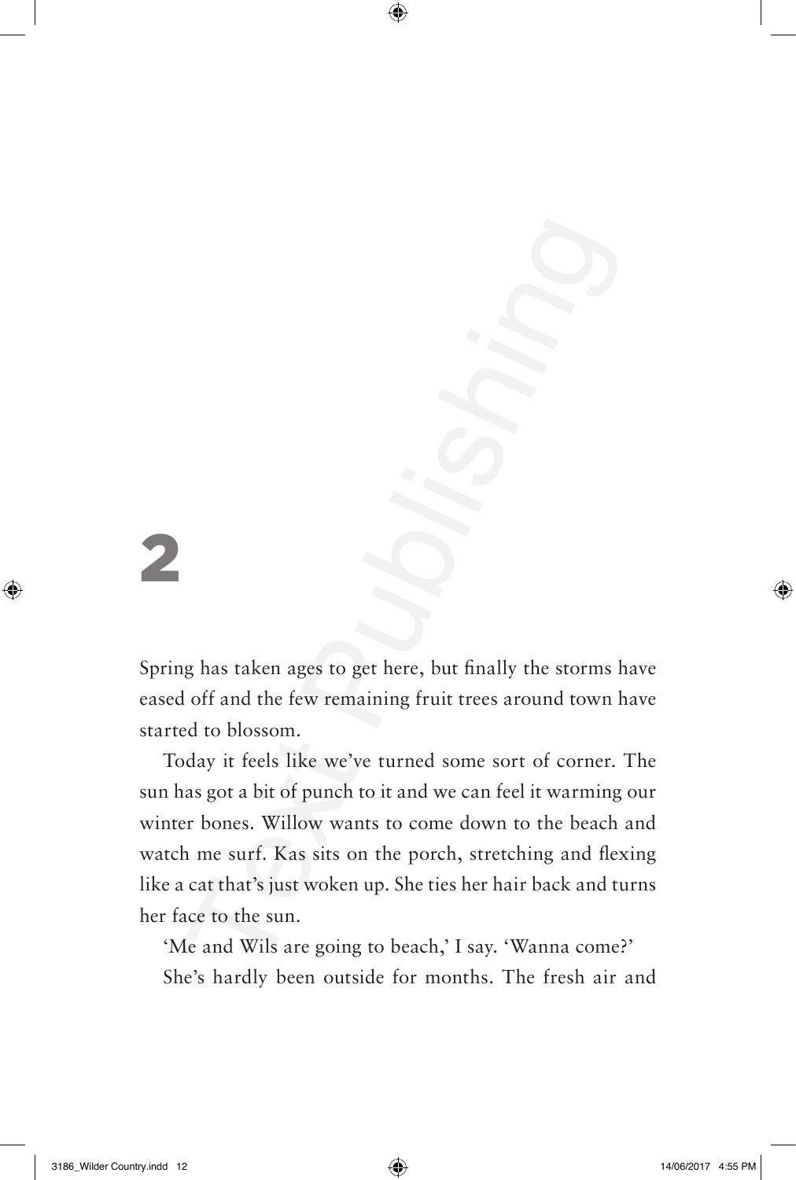# 2

Spring has taken ages to get here, but finally the storms have eased off and the few remaining fruit trees around town have started to blossom.

Today it feels like we've turned some sort of corner. The sun has got a bit of punch to it and we can feel it warming our winter bones. Willow wants to come down to the beach and watch me surf. Kas sits on the porch, stretching and flexing like a cat that's just woken up. She ties her hair back and turns her face to the sun.

'Me and Wils are going to beach,' I say. 'Wanna come?'

She's hardly been outside for months. The fresh air and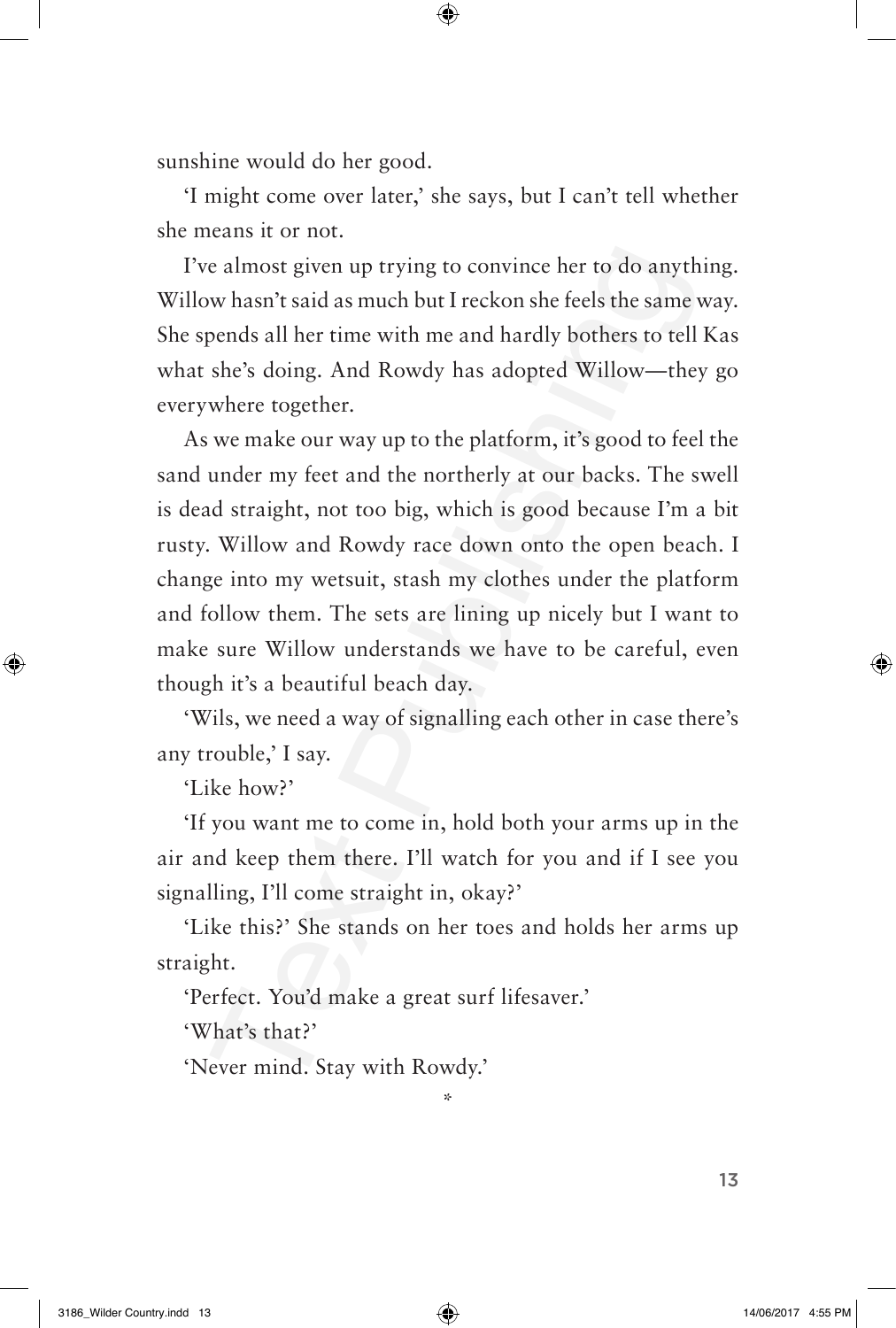sunshine would do her good.

'I might come over later,' she says, but I can't tell whether she means it or not.

I've almost given up trying to convince her to do anything. Willow hasn't said as much but I reckon she feels the same way. She spends all her time with me and hardly bothers to tell Kas what she's doing. And Rowdy has adopted Willow—they go everywhere together.

As we make our way up to the platform, it's good to feel the sand under my feet and the northerly at our backs. The swell is dead straight, not too big, which is good because I'm a bit rusty. Willow and Rowdy race down onto the open beach. I change into my wetsuit, stash my clothes under the platform and follow them. The sets are lining up nicely but I want to make sure Willow understands we have to be careful, even though it's a beautiful beach day.

'Wils, we need a way of signalling each other in case there's any trouble,' I say.

'Like how?'

'If you want me to come in, hold both your arms up in the air and keep them there. I'll watch for you and if I see you signalling, I'll come straight in, okay?'

'Like this?' She stands on her toes and holds her arms up straight.

'Perfect. You'd make a great surf lifesaver.'

'What's that?'

'Never mind. Stay with Rowdy.'

*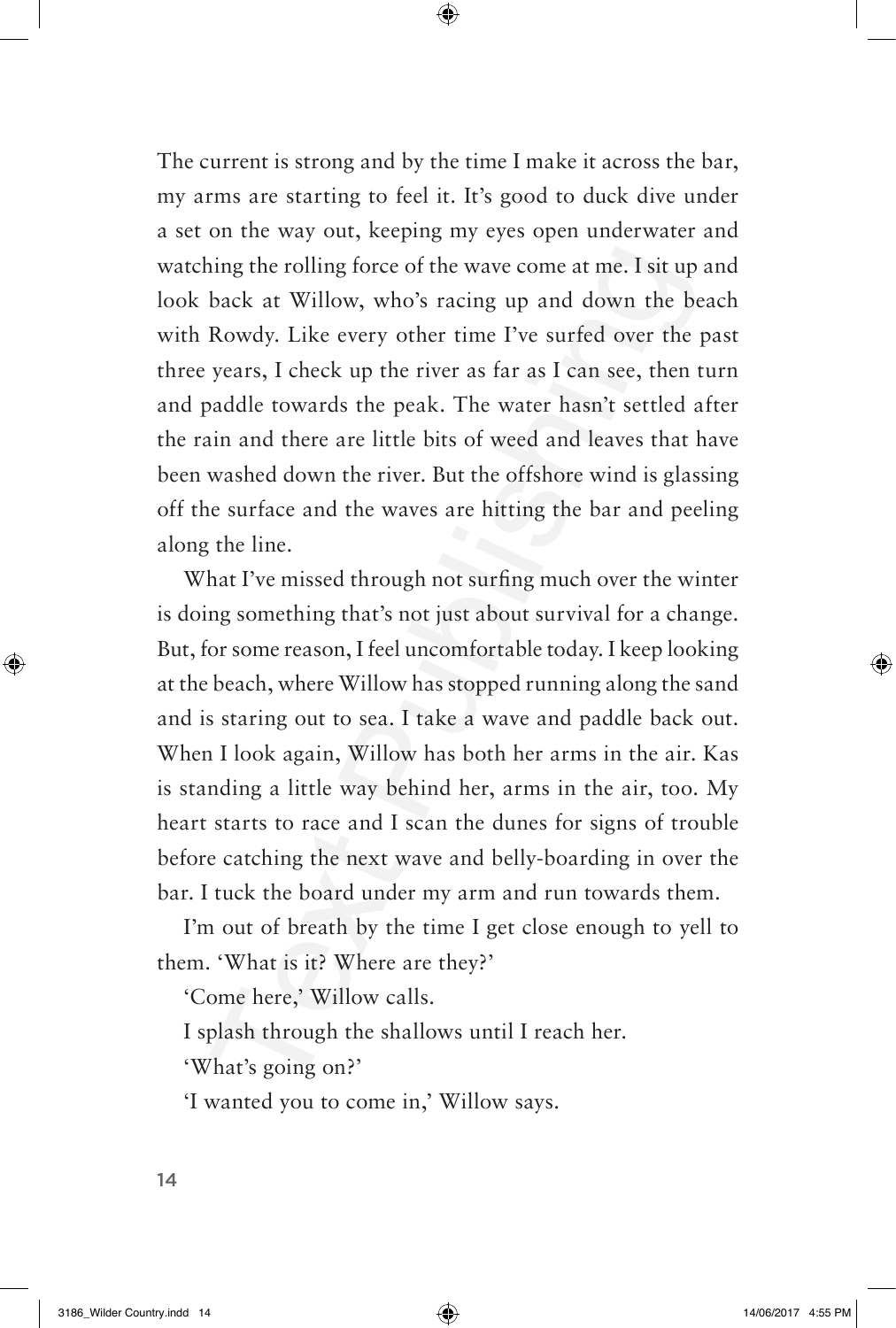The current is strong and by the time I make it across the bar, my arms are starting to feel it. It's good to duck dive under a set on the way out, keeping my eyes open underwater and watching the rolling force of the wave come at me. I sit up and look back at Willow, who's racing up and down the beach with Rowdy. Like every other time I've surfed over the past three years, I check up the river as far as I can see, then turn and paddle towards the peak. The water hasn't settled after the rain and there are little bits of weed and leaves that have been washed down the river. But the offshore wind is glassing off the surface and the waves are hitting the bar and peeling along the line.

What I've missed through not surfing much over the winter is doing something that's not just about survival for a change. But, for some reason, I feel uncomfortable today. I keep looking at the beach, where Willow has stopped running along the sand and is staring out to sea. I take a wave and paddle back out. When I look again, Willow has both her arms in the air. Kas is standing a little way behind her, arms in the air, too. My heart starts to race and I scan the dunes for signs of trouble before catching the next wave and belly-boarding in over the bar. I tuck the board under my arm and run towards them.

I'm out of breath by the time I get close enough to yell to them. 'What is it? Where are they?'

'Come here,' Willow calls.

I splash through the shallows until I reach her.

'What's going on?'

'I wanted you to come in,' Willow says.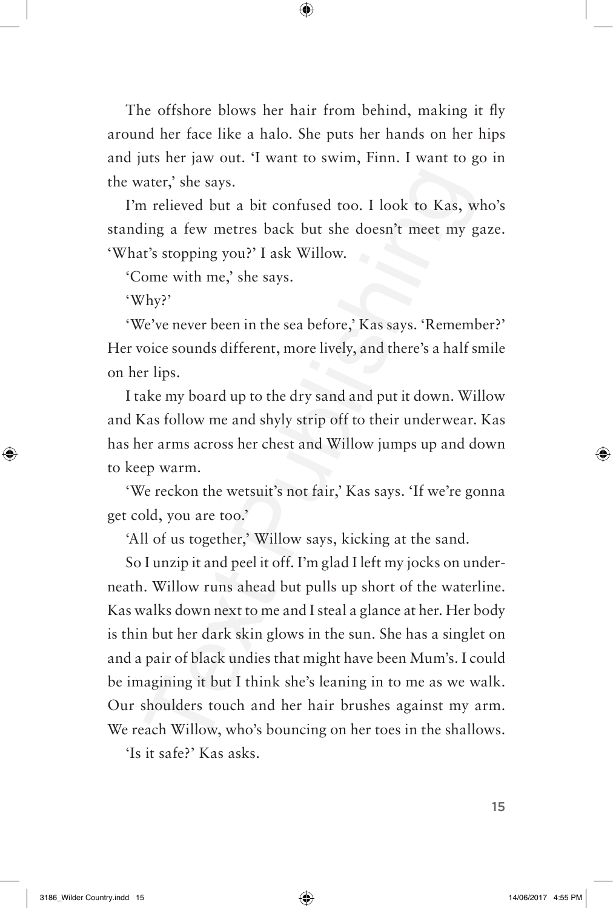The offshore blows her hair from behind, making it fly around her face like a halo. She puts her hands on her hips and juts her jaw out. 'I want to swim, Finn. I want to go in the water,' she says.

I'm relieved but a bit confused too. I look to Kas, who's standing a few metres back but she doesn't meet my gaze. 'What's stopping you?' I ask Willow.

'Come with me,' she says.

'Why?'

'We've never been in the sea before,' Kas says. 'Remember?' Her voice sounds different, more lively, and there's a half smile on her lips.

I take my board up to the dry sand and put it down. Willow and Kas follow me and shyly strip off to their underwear. Kas has her arms across her chest and Willow jumps up and down to keep warm.

'We reckon the wetsuit's not fair,' Kas says. 'If we're gonna get cold, you are too.'

'All of us together,' Willow says, kicking at the sand.

So I unzip it and peel it off. I'm glad I left my jocks on underneath. Willow runs ahead but pulls up short of the waterline. Kas walks down next to me and I steal a glance at her. Her body is thin but her dark skin glows in the sun. She has a singlet on and a pair of black undies that might have been Mum's. I could be imagining it but I think she's leaning in to me as we walk. Our shoulders touch and her hair brushes against my arm. We reach Willow, who's bouncing on her toes in the shallows.

'Is it safe?' Kas asks.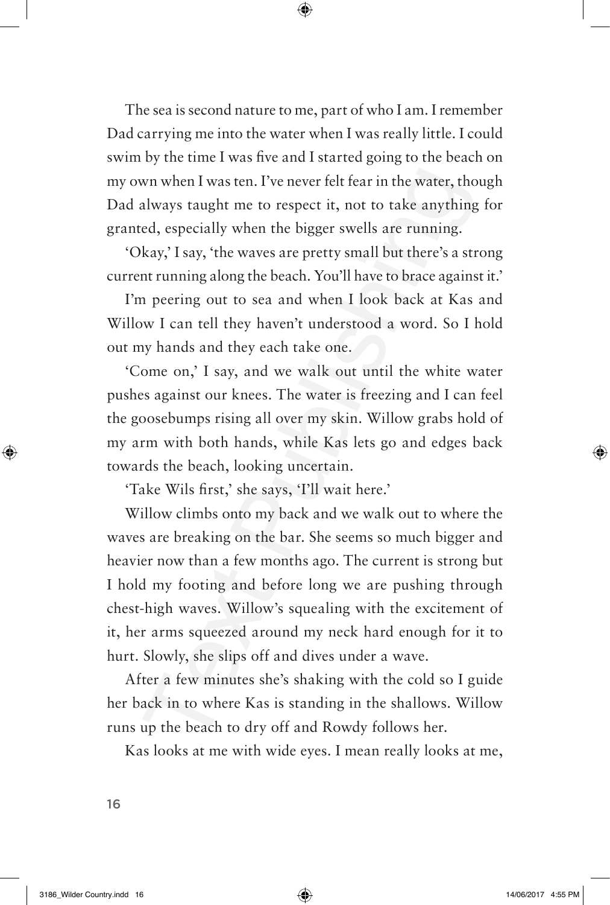The sea is second nature to me, part of who I am. I remember Dad carrying me into the water when I was really little. I could swim by the time I was five and I started going to the beach on my own when I was ten. I've never felt fear in the water, though Dad always taught me to respect it, not to take anything for granted, especially when the bigger swells are running.

'Okay,' I say, 'the waves are pretty small but there's a strong current running along the beach. You'll have to brace against it.'

I'm peering out to sea and when I look back at Kas and Willow I can tell they haven't understood a word. So I hold out my hands and they each take one.

'Come on,' I say, and we walk out until the white water pushes against our knees. The water is freezing and I can feel the goosebumps rising all over my skin. Willow grabs hold of my arm with both hands, while Kas lets go and edges back towards the beach, looking uncertain.

'Take Wils first,' she says, 'I'll wait here.'

Willow climbs onto my back and we walk out to where the waves are breaking on the bar. She seems so much bigger and heavier now than a few months ago. The current is strong but I hold my footing and before long we are pushing through chest-high waves. Willow's squealing with the excitement of it, her arms squeezed around my neck hard enough for it to hurt. Slowly, she slips off and dives under a wave.

After a few minutes she's shaking with the cold so I guide her back in to where Kas is standing in the shallows. Willow runs up the beach to dry off and Rowdy follows her.

Kas looks at me with wide eyes. I mean really looks at me,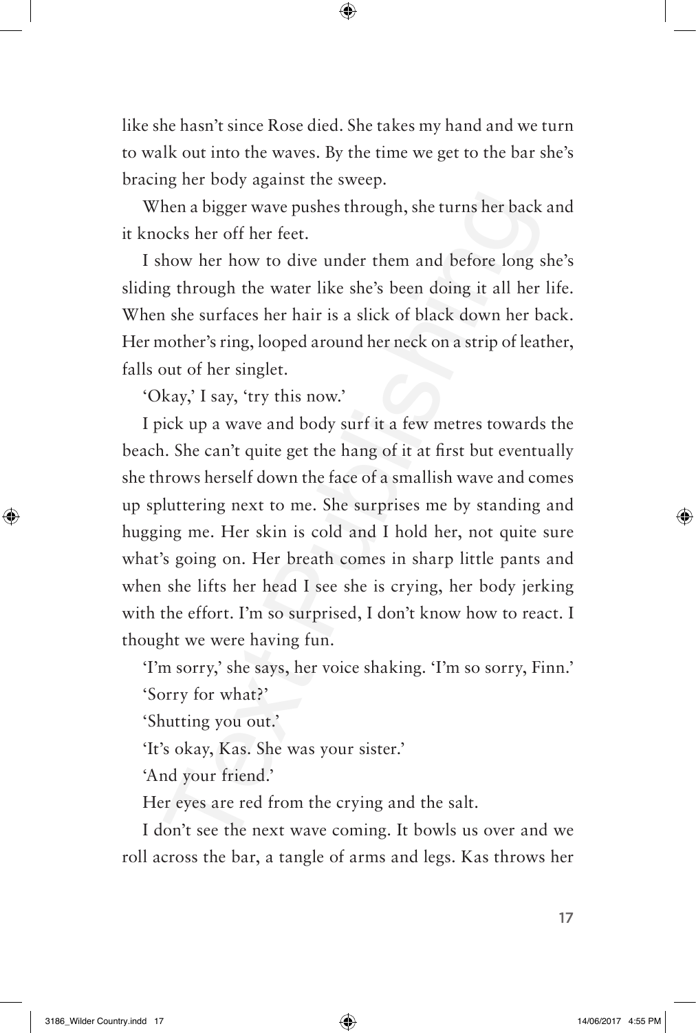like she hasn't since Rose died. She takes my hand and we turn to walk out into the waves. By the time we get to the bar she's bracing her body against the sweep.

When a bigger wave pushes through, she turns her back and it knocks her off her feet.

I show her how to dive under them and before long she's sliding through the water like she's been doing it all her life. When she surfaces her hair is a slick of black down her back. Her mother's ring, looped around her neck on a strip of leather, falls out of her singlet.

'Okay,' I say, 'try this now.'

I pick up a wave and body surf it a few metres towards the beach. She can't quite get the hang of it at first but eventually she throws herself down the face of a smallish wave and comes up spluttering next to me. She surprises me by standing and hugging me. Her skin is cold and I hold her, not quite sure what's going on. Her breath comes in sharp little pants and when she lifts her head I see she is crying, her body jerking with the effort. I'm so surprised, I don't know how to react. I thought we were having fun.

'I'm sorry,' she says, her voice shaking. 'I'm so sorry, Finn.'

'Sorry for what?'

'Shutting you out.'

'It's okay, Kas. She was your sister.'

'And your friend.'

Her eyes are red from the crying and the salt.

I don't see the next wave coming. It bowls us over and we roll across the bar, a tangle of arms and legs. Kas throws her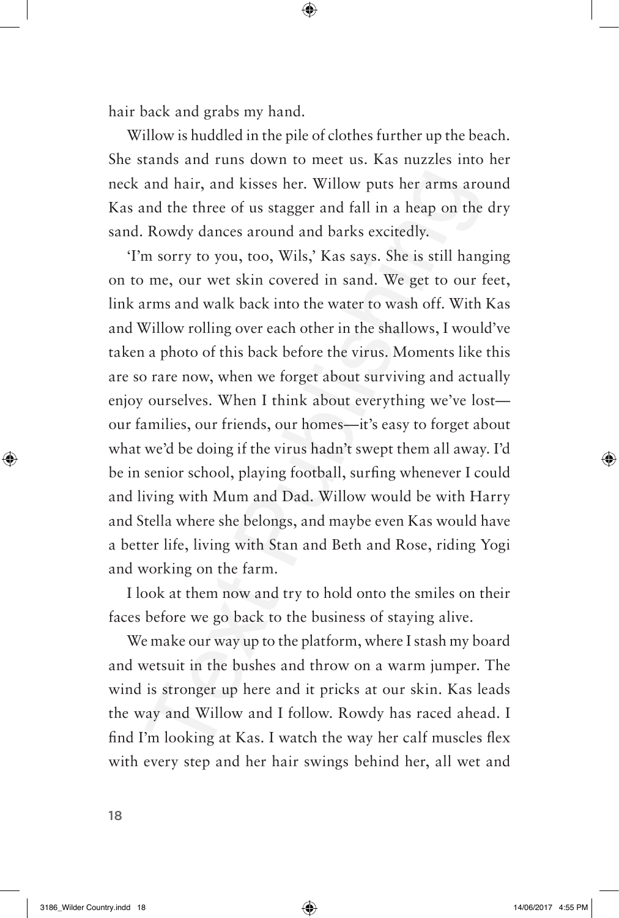hair back and grabs my hand.

Willow is huddled in the pile of clothes further up the beach. She stands and runs down to meet us. Kas nuzzles into her neck and hair, and kisses her. Willow puts her arms around Kas and the three of us stagger and fall in a heap on the dry sand. Rowdy dances around and barks excitedly.

'I'm sorry to you, too, Wils,' Kas says. She is still hanging on to me, our wet skin covered in sand. We get to our feet, link arms and walk back into the water to wash off. With Kas and Willow rolling over each other in the shallows, I would've taken a photo of this back before the virus. Moments like this are so rare now, when we forget about surviving and actually enjoy ourselves. When I think about everything we've lost—our families, our friends, our homes—it's easy to forget about what we'd be doing if the virus hadn't swept them all away. I'd be in senior school, playing football, surfing whenever I could and living with Mum and Dad. Willow would be with Harry and Stella where she belongs, and maybe even Kas would have a better life, living with Stan and Beth and Rose, riding Yogi and working on the farm.

I look at them now and try to hold onto the smiles on their faces before we go back to the business of staying alive.

We make our way up to the platform, where I stash my board and wetsuit in the bushes and throw on a warm jumper. The wind is stronger up here and it pricks at our skin. Kas leads the way and Willow and I follow. Rowdy has raced ahead. I find I'm looking at Kas. I watch the way her calf muscles flex with every step and her hair swings behind her, all wet and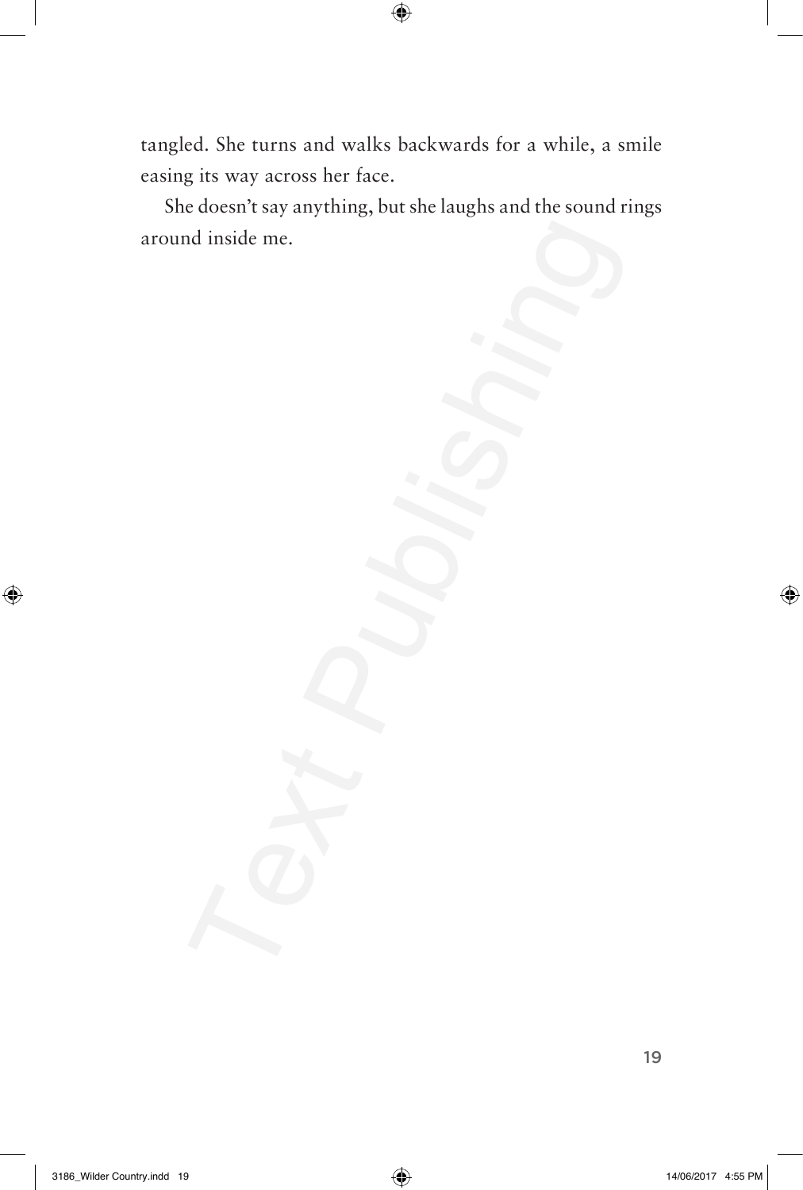tangled. She turns and walks backwards for a while, a smile easing its way across her face.

She doesn't say anything, but she laughs and the sound rings around inside me.